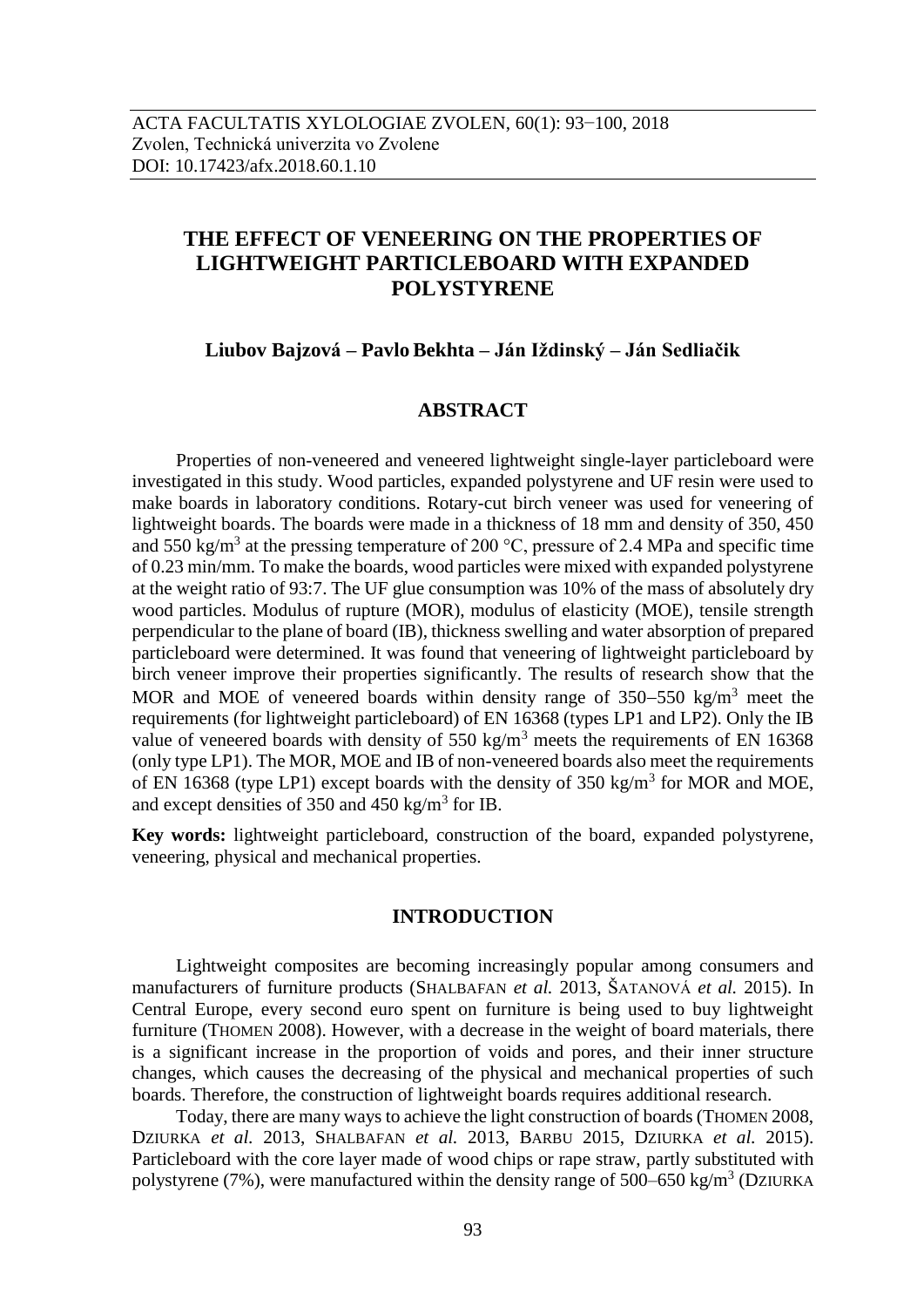ACTA FACULTATIS XYLOLOGIAE ZVOLEN, 60(1): 93−100, 2018
Zvolen, Technická univerzita vo Zvolene
DOI: 10.17423/afx.2018.60.1.10

# THE EFFECT OF VENEERING ON THE PROPERTIES OF LIGHTWEIGHT PARTICLEBOARD WITH EXPANDED POLYSTYRENE

**Liubov Bajzová – Pavlo Bekhta – Ján Iždinský – Ján Sedliačik**

## ABSTRACT

Properties of non-veneered and veneered lightweight single-layer particleboard were investigated in this study. Wood particles, expanded polystyrene and UF resin were used to make boards in laboratory conditions. Rotary-cut birch veneer was used for veneering of lightweight boards. The boards were made in a thickness of 18 mm and density of 350, 450 and 550 kg/m$^3$ at the pressing temperature of 200 °C, pressure of 2.4 MPa and specific time of 0.23 min/mm. To make the boards, wood particles were mixed with expanded polystyrene at the weight ratio of 93:7. The UF glue consumption was 10% of the mass of absolutely dry wood particles. Modulus of rupture (MOR), modulus of elasticity (MOE), tensile strength perpendicular to the plane of board (IB), thickness swelling and water absorption of prepared particleboard were determined. It was found that veneering of lightweight particleboard by birch veneer improve their properties significantly. The results of research show that the MOR and MOE of veneered boards within density range of 350–550 kg/m$^3$ meet the requirements (for lightweight particleboard) of EN 16368 (types LP1 and LP2). Only the IB value of veneered boards with density of 550 kg/m$^3$ meets the requirements of EN 16368 (only type LP1). The MOR, MOE and IB of non-veneered boards also meet the requirements of EN 16368 (type LP1) except boards with the density of 350 kg/m$^3$ for MOR and MOE, and except densities of 350 and 450 kg/m$^3$ for IB.

**Key words:** lightweight particleboard, construction of the board, expanded polystyrene, veneering, physical and mechanical properties.

## INTRODUCTION

Lightweight composites are becoming increasingly popular among consumers and manufacturers of furniture products (SHALBAFAN *et al.* 2013, ŠATANOVÁ *et al.* 2015). In Central Europe, every second euro spent on furniture is being used to buy lightweight furniture (THOMEN 2008). However, with a decrease in the weight of board materials, there is a significant increase in the proportion of voids and pores, and their inner structure changes, which causes the decreasing of the physical and mechanical properties of such boards. Therefore, the construction of lightweight boards requires additional research.

Today, there are many ways to achieve the light construction of boards (THOMEN 2008, DZIURKA *et al.* 2013, SHALBAFAN *et al.* 2013, BARBU 2015, DZIURKA *et al.* 2015). Particleboard with the core layer made of wood chips or rape straw, partly substituted with polystyrene (7%), were manufactured within the density range of 500–650 kg/m$^3$ (DZIURKA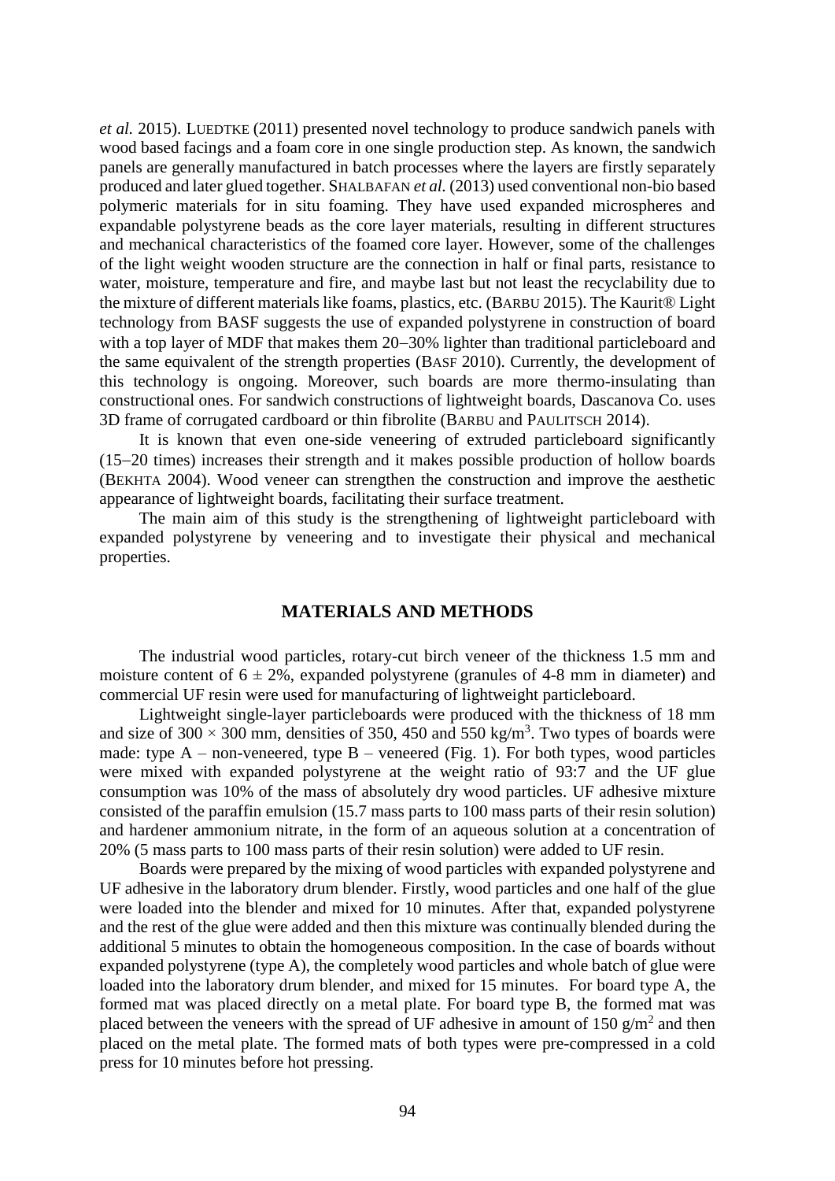*et al.* 2015). LUEDTKE (2011) presented novel technology to produce sandwich panels with wood based facings and a foam core in one single production step. As known, the sandwich panels are generally manufactured in batch processes where the layers are firstly separately produced and later glued together. SHALBAFAN *et al.* (2013) used conventional non-bio based polymeric materials for in situ foaming. They have used expanded microspheres and expandable polystyrene beads as the core layer materials, resulting in different structures and mechanical characteristics of the foamed core layer. However, some of the challenges of the light weight wooden structure are the connection in half or final parts, resistance to water, moisture, temperature and fire, and maybe last but not least the recyclability due to the mixture of different materials like foams, plastics, etc. (BARBU 2015). The Kaurit® Light technology from BASF suggests the use of expanded polystyrene in construction of board with a top layer of MDF that makes them 20–30% lighter than traditional particleboard and the same equivalent of the strength properties (BASF 2010). Currently, the development of this technology is ongoing. Moreover, such boards are more thermo-insulating than constructional ones. For sandwich constructions of lightweight boards, Dascanova Co. uses 3D frame of corrugated cardboard or thin fibrolite (BARBU and PAULITSCH 2014).

It is known that even one-side veneering of extruded particleboard significantly (15–20 times) increases their strength and it makes possible production of hollow boards (BEKHTA 2004). Wood veneer can strengthen the construction and improve the aesthetic appearance of lightweight boards, facilitating their surface treatment.

The main aim of this study is the strengthening of lightweight particleboard with expanded polystyrene by veneering and to investigate their physical and mechanical properties.

## MATERIALS AND METHODS

The industrial wood particles, rotary-cut birch veneer of the thickness 1.5 mm and moisture content of $6 \pm 2\%$, expanded polystyrene (granules of 4-8 mm in diameter) and commercial UF resin were used for manufacturing of lightweight particleboard.

Lightweight single-layer particleboards were produced with the thickness of 18 mm and size of $300 \times 300$ mm, densities of 350, 450 and 550 kg/m$^3$. Two types of boards were made: type A – non-veneered, type B – veneered (Fig. 1). For both types, wood particles were mixed with expanded polystyrene at the weight ratio of 93:7 and the UF glue consumption was 10% of the mass of absolutely dry wood particles. UF adhesive mixture consisted of the paraffin emulsion (15.7 mass parts to 100 mass parts of their resin solution) and hardener ammonium nitrate, in the form of an aqueous solution at a concentration of 20% (5 mass parts to 100 mass parts of their resin solution) were added to UF resin.

Boards were prepared by the mixing of wood particles with expanded polystyrene and UF adhesive in the laboratory drum blender. Firstly, wood particles and one half of the glue were loaded into the blender and mixed for 10 minutes. After that, expanded polystyrene and the rest of the glue were added and then this mixture was continually blended during the additional 5 minutes to obtain the homogeneous composition. In the case of boards without expanded polystyrene (type A), the completely wood particles and whole batch of glue were loaded into the laboratory drum blender, and mixed for 15 minutes. For board type A, the formed mat was placed directly on a metal plate. For board type B, the formed mat was placed between the veneers with the spread of UF adhesive in amount of 150 g/m$^2$ and then placed on the metal plate. The formed mats of both types were pre-compressed in a cold press for 10 minutes before hot pressing.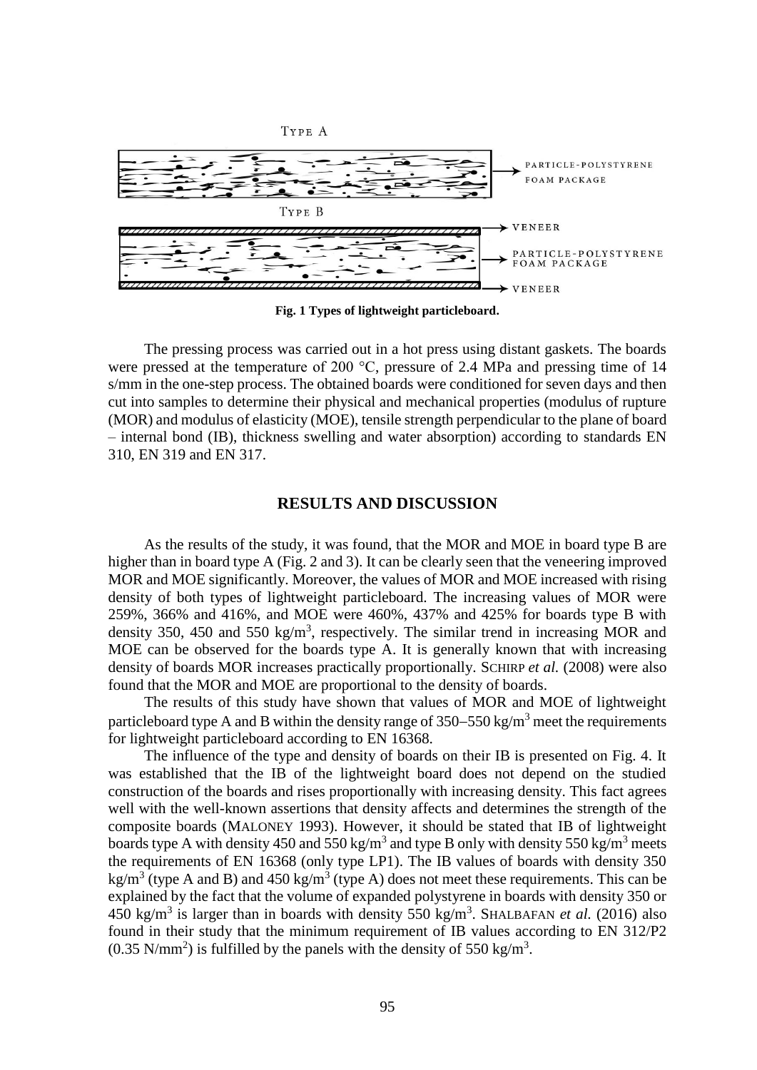Fig. 1 Types of lightweight particleboard.

The pressing process was carried out in a hot press using distant gaskets. The boards were pressed at the temperature of 200 °C, pressure of 2.4 MPa and pressing time of 14 s/mm in the one-step process. The obtained boards were conditioned for seven days and then cut into samples to determine their physical and mechanical properties (modulus of rupture (MOR) and modulus of elasticity (MOE), tensile strength perpendicular to the plane of board – internal bond (IB), thickness swelling and water absorption) according to standards EN 310, EN 319 and EN 317.

## RESULTS AND DISCUSSION

As the results of the study, it was found, that the MOR and MOE in board type B are higher than in board type A (Fig. 2 and 3). It can be clearly seen that the veneering improved MOR and MOE significantly. Moreover, the values of MOR and MOE increased with rising density of both types of lightweight particleboard. The increasing values of MOR were 259%, 366% and 416%, and MOE were 460%, 437% and 425% for boards type B with density 350, 450 and 550 kg/m$^3$, respectively. The similar trend in increasing MOR and MOE can be observed for the boards type A. It is generally known that with increasing density of boards MOR increases practically proportionally. SCHIRP *et al.* (2008) were also found that the MOR and MOE are proportional to the density of boards.

The results of this study have shown that values of MOR and MOE of lightweight particleboard type A and B within the density range of 350–550 kg/m$^3$ meet the requirements for lightweight particleboard according to EN 16368.

The influence of the type and density of boards on their IB is presented on Fig. 4. It was established that the IB of the lightweight board does not depend on the studied construction of the boards and rises proportionally with increasing density. This fact agrees well with the well-known assertions that density affects and determines the strength of the composite boards (MALONEY 1993). However, it should be stated that IB of lightweight boards type A with density 450 and 550 kg/m$^3$ and type B only with density 550 kg/m$^3$ meets the requirements of EN 16368 (only type LP1). The IB values of boards with density 350 kg/m$^3$ (type A and B) and 450 kg/m$^3$ (type A) does not meet these requirements. This can be explained by the fact that the volume of expanded polystyrene in boards with density 350 or 450 kg/m$^3$ is larger than in boards with density 550 kg/m$^3$. SHALBAFAN *et al.* (2016) also found in their study that the minimum requirement of IB values according to EN 312/P2 (0.35 N/mm$^2$) is fulfilled by the panels with the density of 550 kg/m$^3$.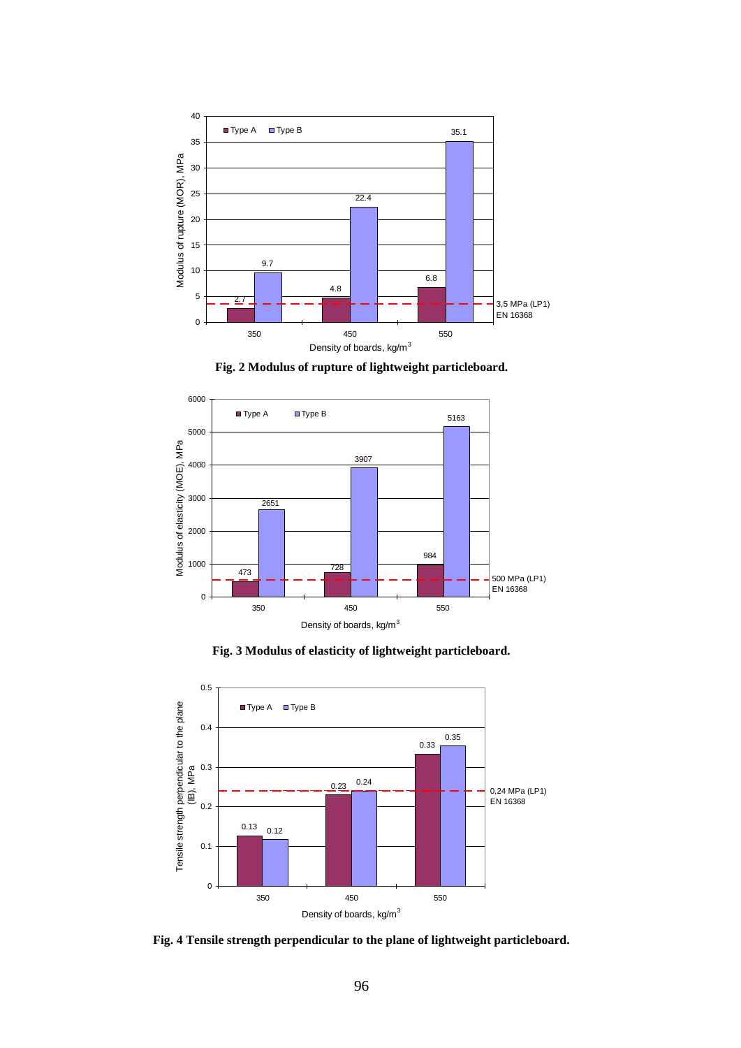**Fig. 2 Modulus of rupture of lightweight particleboard.**

**Fig. 3 Modulus of elasticity of lightweight particleboard.**

**Fig. 4 Tensile strength perpendicular to the plane of lightweight particleboard.**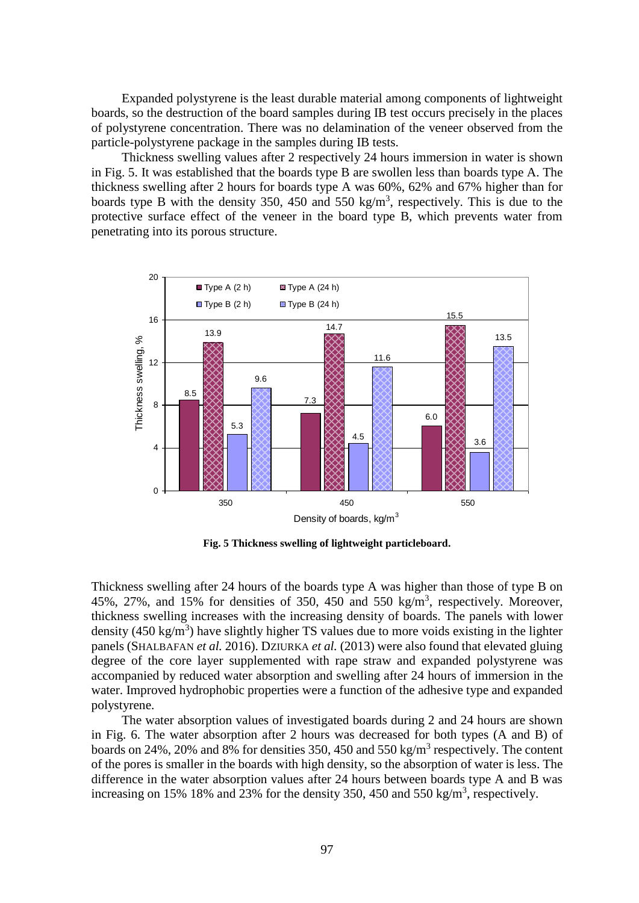Expanded polystyrene is the least durable material among components of lightweight boards, so the destruction of the board samples during IB test occurs precisely in the places of polystyrene concentration. There was no delamination of the veneer observed from the particle-polystyrene package in the samples during IB tests.

Thickness swelling values after 2 respectively 24 hours immersion in water is shown in Fig. 5. It was established that the boards type B are swollen less than boards type A. The thickness swelling after 2 hours for boards type A was 60%, 62% and 67% higher than for boards type B with the density 350, 450 and 550 kg/m$^3$, respectively. This is due to the protective surface effect of the veneer in the board type B, which prevents water from penetrating into its porous structure.

**Fig. 5 Thickness swelling of lightweight particleboard.**

Thickness swelling after 24 hours of the boards type A was higher than those of type B on 45%, 27%, and 15% for densities of 350, 450 and 550 kg/m$^3$, respectively. Moreover, thickness swelling increases with the increasing density of boards. The panels with lower density (450 kg/m$^3$) have slightly higher TS values due to more voids existing in the lighter panels (SHALBAFAN *et al.* 2016). DZIURKA *et al.* (2013) were also found that elevated gluing degree of the core layer supplemented with rape straw and expanded polystyrene was accompanied by reduced water absorption and swelling after 24 hours of immersion in the water. Improved hydrophobic properties were a function of the adhesive type and expanded polystyrene.

The water absorption values of investigated boards during 2 and 24 hours are shown in Fig. 6. The water absorption after 2 hours was decreased for both types (A and B) of boards on 24%, 20% and 8% for densities 350, 450 and 550 kg/m$^3$ respectively. The content of the pores is smaller in the boards with high density, so the absorption of water is less. The difference in the water absorption values after 24 hours between boards type A and B was increasing on 15% 18% and 23% for the density 350, 450 and 550 kg/m$^3$, respectively.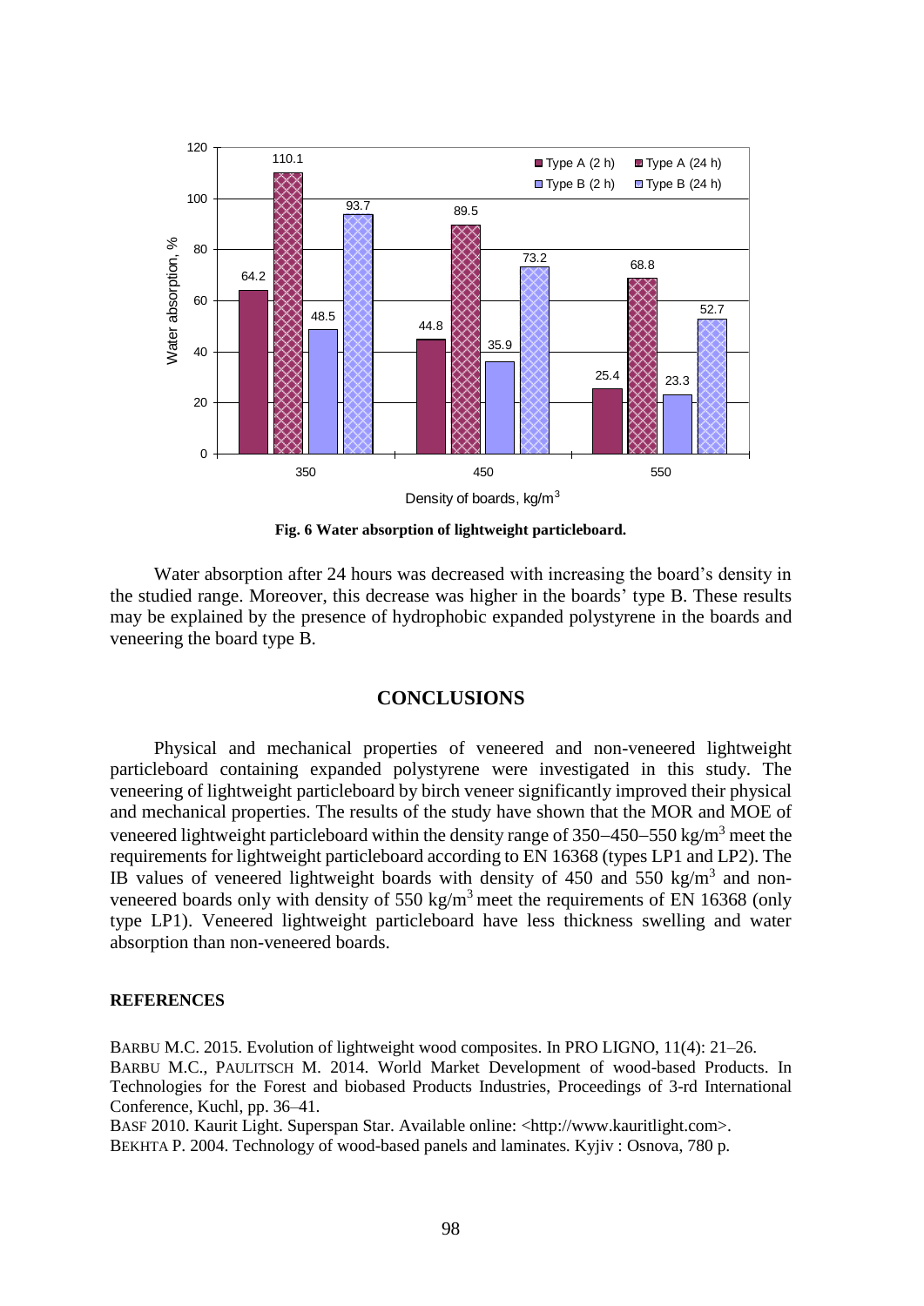Fig. 6 Water absorption of lightweight particleboard.

Water absorption after 24 hours was decreased with increasing the board's density in the studied range. Moreover, this decrease was higher in the boards' type B. These results may be explained by the presence of hydrophobic expanded polystyrene in the boards and veneering the board type B.

## CONCLUSIONS

Physical and mechanical properties of veneered and non-veneered lightweight particleboard containing expanded polystyrene were investigated in this study. The veneering of lightweight particleboard by birch veneer significantly improved their physical and mechanical properties. The results of the study have shown that the MOR and MOE of veneered lightweight particleboard within the density range of 350–450–550 kg/m$^3$ meet the requirements for lightweight particleboard according to EN 16368 (types LP1 and LP2). The IB values of veneered lightweight boards with density of 450 and 550 kg/m$^3$ and non-veneered boards only with density of 550 kg/m$^3$ meet the requirements of EN 16368 (only type LP1). Veneered lightweight particleboard have less thickness swelling and water absorption than non-veneered boards.

### REFERENCES

BARBU M.C. 2015. Evolution of lightweight wood composites. In PRO LIGNO, 11(4): 21–26.

BARBU M.C., PAULITSCH M. 2014. World Market Development of wood-based Products. In Technologies for the Forest and biobased Products Industries, Proceedings of 3-rd International Conference, Kuchl, pp. 36–41.

BASF 2010. Kaurit Light. Superspan Star. Available online: <http://www.kauritlight.com>.

BEKHTA P. 2004. Technology of wood-based panels and laminates. Kyjiv : Osnova, 780 p.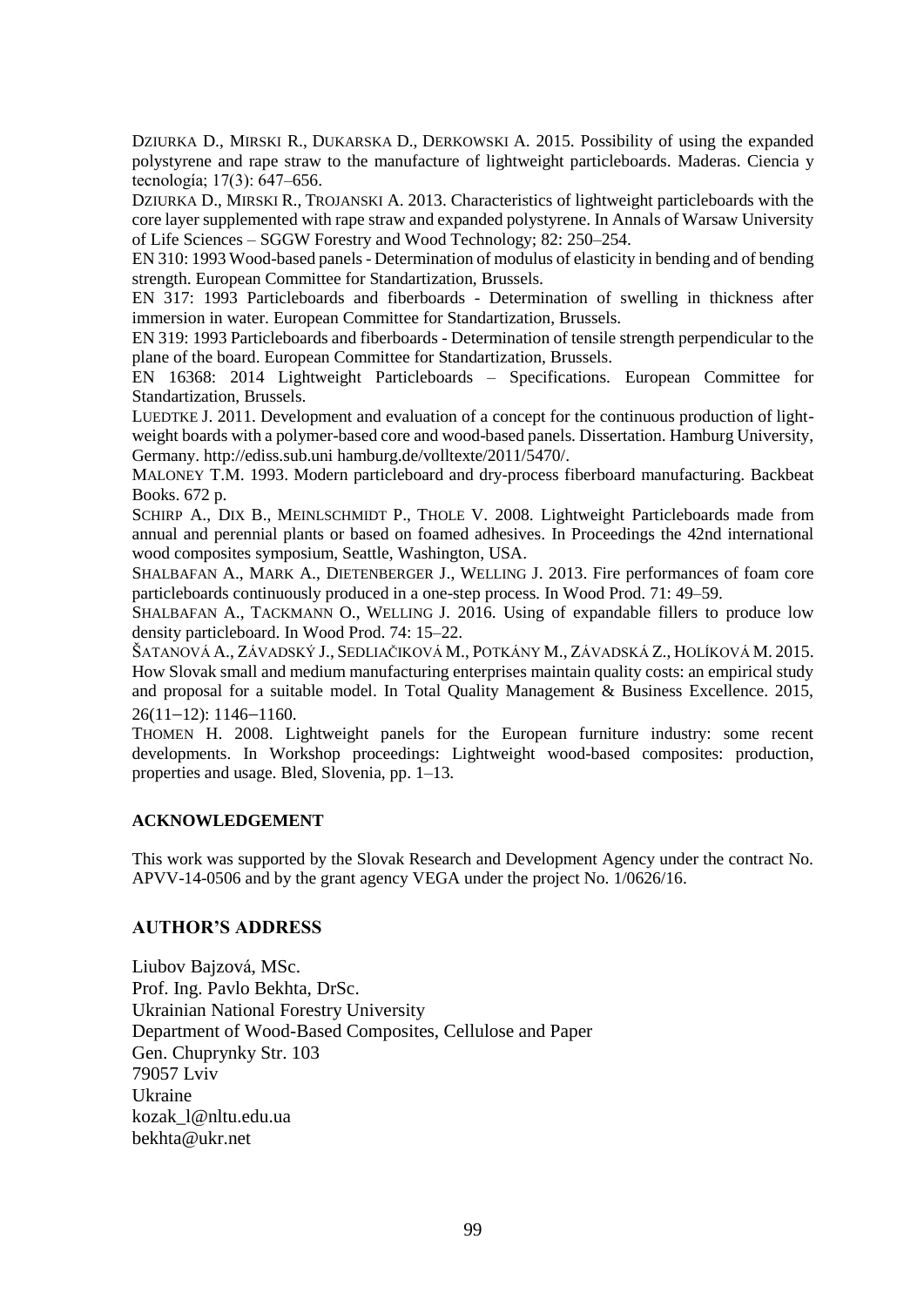DZIURKA D., MIRSKI R., DUKARSKA D., DERKOWSKI A. 2015. Possibility of using the expanded polystyrene and rape straw to the manufacture of lightweight particleboards. Maderas. Ciencia y tecnología; 17(3): 647–656.

DZIURKA D., MIRSKI R., TROJANSKI A. 2013. Characteristics of lightweight particleboards with the core layer supplemented with rape straw and expanded polystyrene. In Annals of Warsaw University of Life Sciences – SGGW Forestry and Wood Technology; 82: 250–254.

EN 310: 1993 Wood-based panels - Determination of modulus of elasticity in bending and of bending strength. European Committee for Standartization, Brussels.

EN 317: 1993 Particleboards and fiberboards - Determination of swelling in thickness after immersion in water. European Committee for Standartization, Brussels.

EN 319: 1993 Particleboards and fiberboards - Determination of tensile strength perpendicular to the plane of the board. European Committee for Standartization, Brussels.

EN 16368: 2014 Lightweight Particleboards – Specifications. European Committee for Standartization, Brussels.

LUEDTKE J. 2011. Development and evaluation of a concept for the continuous production of light-weight boards with a polymer-based core and wood-based panels. Dissertation. Hamburg University, Germany. http://ediss.sub.uni hamburg.de/volltexte/2011/5470/.

MALONEY T.M. 1993. Modern particleboard and dry-process fiberboard manufacturing. Backbeat Books. 672 p.

SCHIRP A., DIX B., MEINLSCHMIDT P., THOLE V. 2008. Lightweight Particleboards made from annual and perennial plants or based on foamed adhesives. In Proceedings the 42nd international wood composites symposium, Seattle, Washington, USA.

SHALBAFAN A., MARK A., DIETENBERGER J., WELLING J. 2013. Fire performances of foam core particleboards continuously produced in a one-step process. In Wood Prod. 71: 49–59.

SHALBAFAN A., TACKMANN O., WELLING J. 2016. Using of expandable fillers to produce low density particleboard. In Wood Prod. 74: 15–22.

ŠATANOVÁ A., ZÁVADSKÝ J., SEDLIAČIKOVÁ M., POTKÁNY M., ZÁVADSKÁ Z., HOLÍKOVÁ M. 2015. How Slovak small and medium manufacturing enterprises maintain quality costs: an empirical study and proposal for a suitable model. In Total Quality Management & Business Excellence. 2015, 26(11−12): 1146−1160.

THOMEN H. 2008. Lightweight panels for the European furniture industry: some recent developments. In Workshop proceedings: Lightweight wood-based composites: production, properties and usage. Bled, Slovenia, pp. 1–13.

## ACKNOWLEDGEMENT

This work was supported by the Slovak Research and Development Agency under the contract No. APVV-14-0506 and by the grant agency VEGA under the project No. 1/0626/16.

## AUTHOR'S ADDRESS

Liubov Bajzová, MSc.
Prof. Ing. Pavlo Bekhta, DrSc.
Ukrainian National Forestry University
Department of Wood-Based Composites, Cellulose and Paper
Gen. Chuprynky Str. 103
79057 Lviv
Ukraine
kozak_l@nltu.edu.ua
bekhta@ukr.net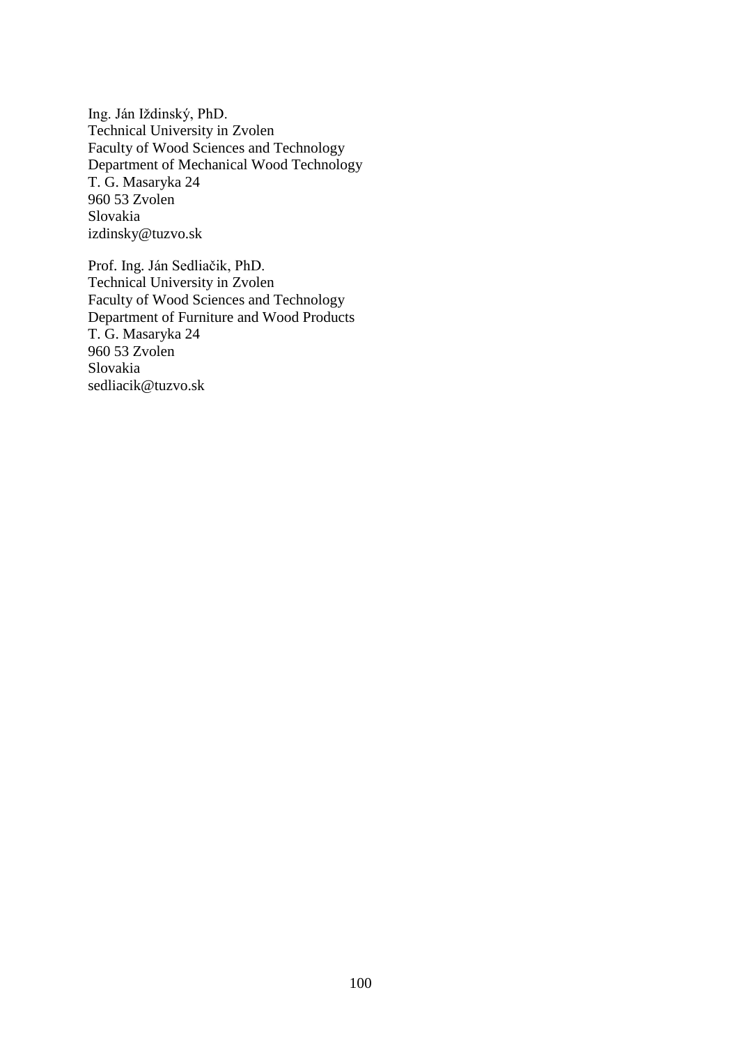Ing. Ján Iždinský, PhD.
Technical University in Zvolen
Faculty of Wood Sciences and Technology
Department of Mechanical Wood Technology
T. G. Masaryka 24
960 53 Zvolen
Slovakia
izdinsky@tuzvo.sk

Prof. Ing. Ján Sedliačik, PhD.
Technical University in Zvolen
Faculty of Wood Sciences and Technology
Department of Furniture and Wood Products
T. G. Masaryka 24
960 53 Zvolen
Slovakia
sedliacik@tuzvo.sk